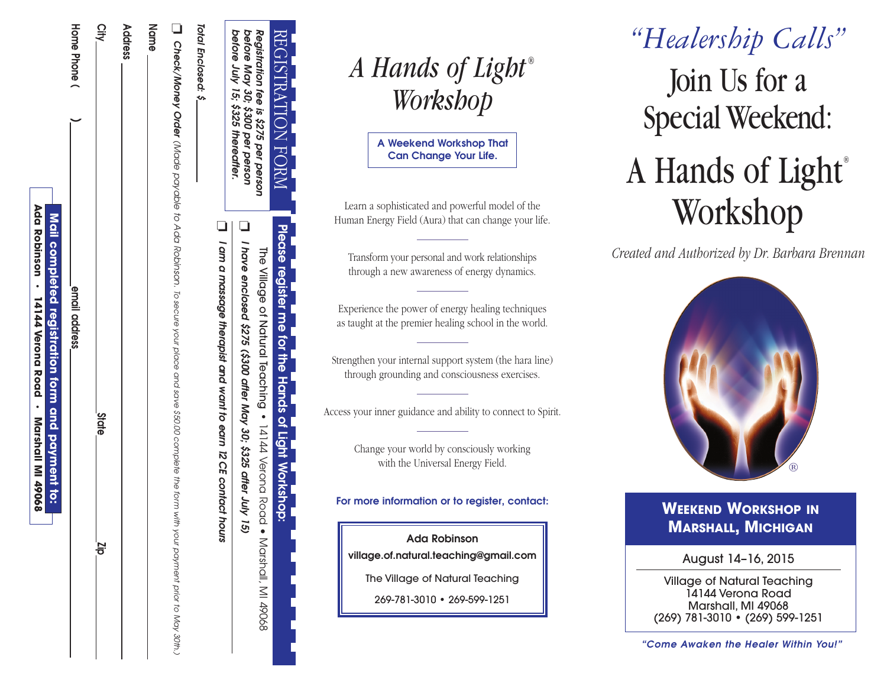## REGISTRATION FORM

***Registration fee is $275 per person before May 30; $300 per person before July 15; $325 thereafter.***

**Please register me for the Hands of Light Workshop:**

The Village of Natural Teaching • 14144 Verona Road • Marshall, MI 49068

❑ ***I have enclosed $275 ($300 after May 30; $325 after July 15)***

❑ ***I am a massage therapist and want to earn 12 CE contact hours***

*Total Enclosed: $* ______

❑ ***Check/Money Order*** *(Made payable to Ada Robinson. To secure your place and save $50.00 complete the form with your payment prior to May 30th.)*

Name ______

Address ______

City ______ State ______ Zip ______

Home Phone ( ) ______ email address ______

**Mail completed registration form and payment to:**

**Ada Robinson • 14144 Verona Road • Marshall MI 49068**

# *A Hands of Light® Workshop*

**A Weekend Workshop That Can Change Your Life.**

Learn a sophisticated and powerful model of the Human Energy Field (Aura) that can change your life.

Transform your personal and work relationships through a new awareness of energy dynamics.

Experience the power of energy healing techniques as taught at the premier healing school in the world.

Strengthen your internal support system (the hara line) through grounding and consciousness exercises.

Access your inner guidance and ability to connect to Spirit.

Change your world by consciously working with the Universal Energy Field.

**For more information or to register, contact:**

**Ada Robinson**
**village.of.natural.teaching@gmail.com**
The Village of Natural Teaching
269-781-3010 • 269-599-1251

# *"Healership Calls"*

## Join Us for a Special Weekend:

# A Hands of Light® Workshop

*Created and Authorized by Dr. Barbara Brennan*

## WEEKEND WORKSHOP IN MARSHALL, MICHIGAN

August 14–16, 2015

Village of Natural Teaching
14144 Verona Road
Marshall, MI 49068
(269) 781-3010 • (269) 599-1251

***"Come Awaken the Healer Within You!"***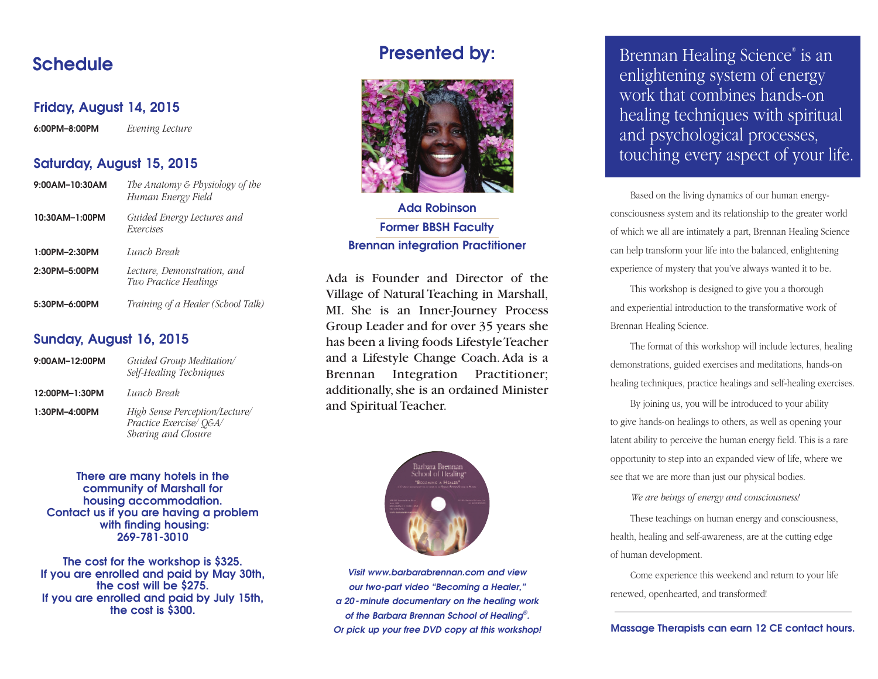## Schedule

### Friday, August 14, 2015

| | |
|---|---|
| **6:00PM–8:00PM** | *Evening Lecture* |

### Saturday, August 15, 2015

| | |
|---|---|
| **9:00AM–10:30AM** | *The Anatomy & Physiology of the Human Energy Field* |
| **10:30AM–1:00PM** | *Guided Energy Lectures and Exercises* |
| **1:00PM–2:30PM** | *Lunch Break* |
| **2:30PM–5:00PM** | *Lecture, Demonstration, and Two Practice Healings* |
| **5:30PM–6:00PM** | *Training of a Healer (School Talk)* |

### Sunday, August 16, 2015

| | |
|---|---|
| **9:00AM–12:00PM** | *Guided Group Meditation/ Self-Healing Techniques* |
| **12:00PM–1:30PM** | *Lunch Break* |
| **1:30PM–4:00PM** | *High Sense Perception/Lecture/ Practice Exercise/ Q&A/ Sharing and Closure* |

**There are many hotels in the community of Marshall for housing accommodation. Contact us if you are having a problem with finding housing: 269-781-3010**

**The cost for the workshop is $325. If you are enrolled and paid by May 30th, the cost will be $275. If you are enrolled and paid by July 15th, the cost is $300.**

## Presented by:

**Ada Robinson**
**Former BBSH Faculty**
**Brennan integration Practitioner**

Ada is Founder and Director of the Village of Natural Teaching in Marshall, MI. She is an Inner-Journey Process Group Leader and for over 35 years she has been a living foods Lifestyle Teacher and a Lifestyle Change Coach. Ada is a Brennan Integration Practitioner; additionally, she is an ordained Minister and Spiritual Teacher.

***Visit www.barbarabrennan.com and view our two-part video "Becoming a Healer," a 20-minute documentary on the healing work of the Barbara Brennan School of Healing®. Or pick up your free DVD copy at this workshop!***

Brennan Healing Science® is an enlightening system of energy work that combines hands-on healing techniques with spiritual and psychological processes, touching every aspect of your life.

Based on the living dynamics of our human energy-consciousness system and its relationship to the greater world of which we all are intimately a part, Brennan Healing Science can help transform your life into the balanced, enlightening experience of mystery that you've always wanted it to be.

This workshop is designed to give you a thorough and experiential introduction to the transformative work of Brennan Healing Science.

The format of this workshop will include lectures, healing demonstrations, guided exercises and meditations, hands-on healing techniques, practice healings and self-healing exercises.

By joining us, you will be introduced to your ability to give hands-on healings to others, as well as opening your latent ability to perceive the human energy field. This is a rare opportunity to step into an expanded view of life, where we see that we are more than just our physical bodies.

*We are beings of energy and consciousness!*

These teachings on human energy and consciousness, health, healing and self-awareness, are at the cutting edge of human development.

Come experience this weekend and return to your life renewed, openhearted, and transformed!

**Massage Therapists can earn 12 CE contact hours.**